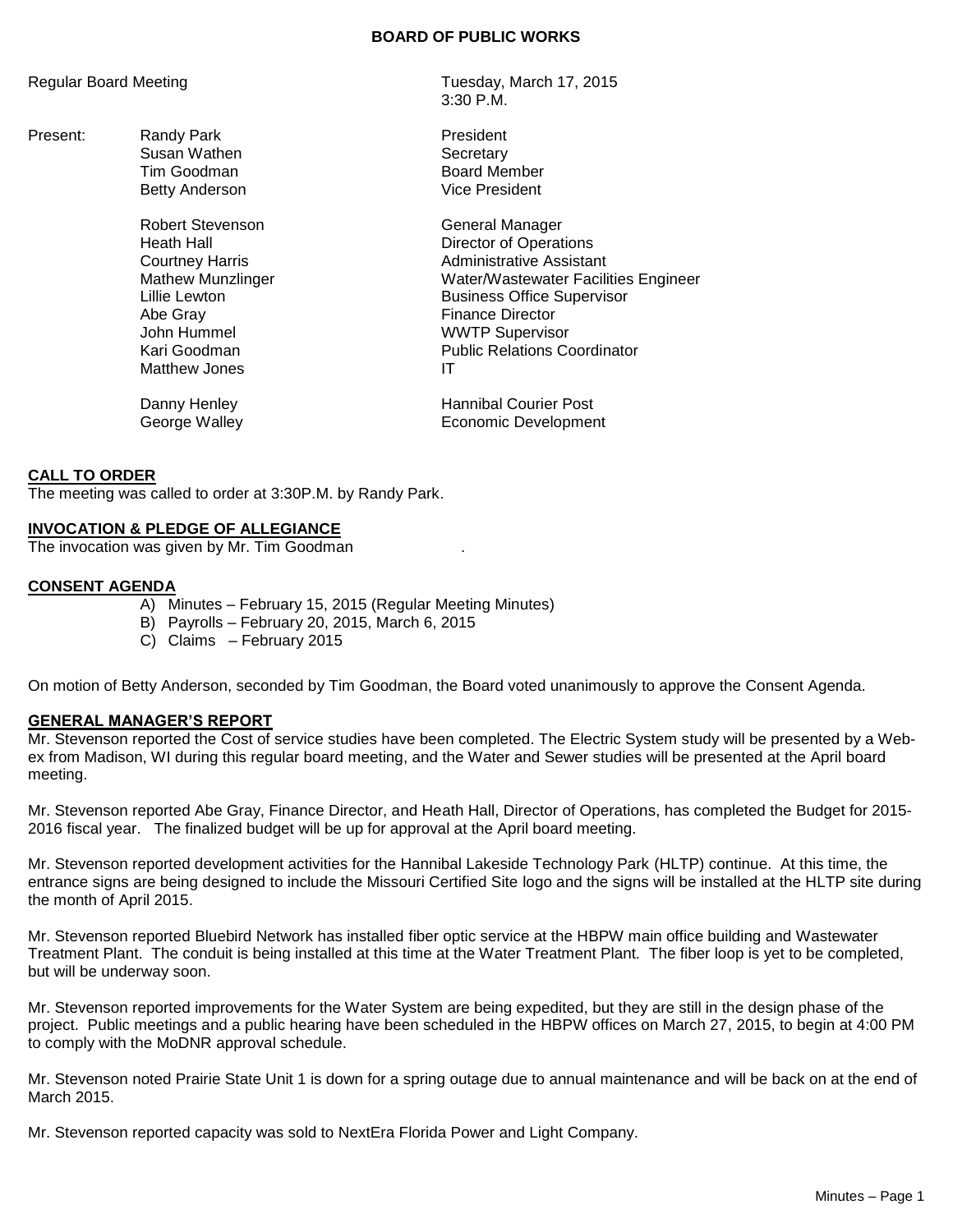# BOARD OF PUBLIC WORKS

Regular Board Meeting — Tuesday, March 17, 2015, 3:30 P.M.

| Present: | | |
|---|---|---|
| | Randy Park | President |
| | Susan Wathen | Secretary |
| | Tim Goodman | Board Member |
| | Betty Anderson | Vice President |
| | Robert Stevenson | General Manager |
| | Heath Hall | Director of Operations |
| | Courtney Harris | Administrative Assistant |
| | Mathew Munzlinger | Water/Wastewater Facilities Engineer |
| | Lillie Lewton | Business Office Supervisor |
| | Abe Gray | Finance Director |
| | John Hummel | WWTP Supervisor |
| | Kari Goodman | Public Relations Coordinator |
| | Matthew Jones | IT |
| | Danny Henley | Hannibal Courier Post |
| | George Walley | Economic Development |

## CALL TO ORDER

The meeting was called to order at 3:30P.M. by Randy Park.

## INVOCATION & PLEDGE OF ALLEGIANCE

The invocation was given by Mr. Tim Goodman .

## CONSENT AGENDA

A) Minutes – February 15, 2015 (Regular Meeting Minutes)
B) Payrolls – February 20, 2015, March 6, 2015
C) Claims – February 2015

On motion of Betty Anderson, seconded by Tim Goodman, the Board voted unanimously to approve the Consent Agenda.

## GENERAL MANAGER'S REPORT

Mr. Stevenson reported the Cost of service studies have been completed. The Electric System study will be presented by a Web-ex from Madison, WI during this regular board meeting, and the Water and Sewer studies will be presented at the April board meeting.

Mr. Stevenson reported Abe Gray, Finance Director, and Heath Hall, Director of Operations, has completed the Budget for 2015-2016 fiscal year. The finalized budget will be up for approval at the April board meeting.

Mr. Stevenson reported development activities for the Hannibal Lakeside Technology Park (HLTP) continue. At this time, the entrance signs are being designed to include the Missouri Certified Site logo and the signs will be installed at the HLTP site during the month of April 2015.

Mr. Stevenson reported Bluebird Network has installed fiber optic service at the HBPW main office building and Wastewater Treatment Plant. The conduit is being installed at this time at the Water Treatment Plant. The fiber loop is yet to be completed, but will be underway soon.

Mr. Stevenson reported improvements for the Water System are being expedited, but they are still in the design phase of the project. Public meetings and a public hearing have been scheduled in the HBPW offices on March 27, 2015, to begin at 4:00 PM to comply with the MoDNR approval schedule.

Mr. Stevenson noted Prairie State Unit 1 is down for a spring outage due to annual maintenance and will be back on at the end of March 2015.

Mr. Stevenson reported capacity was sold to NextEra Florida Power and Light Company.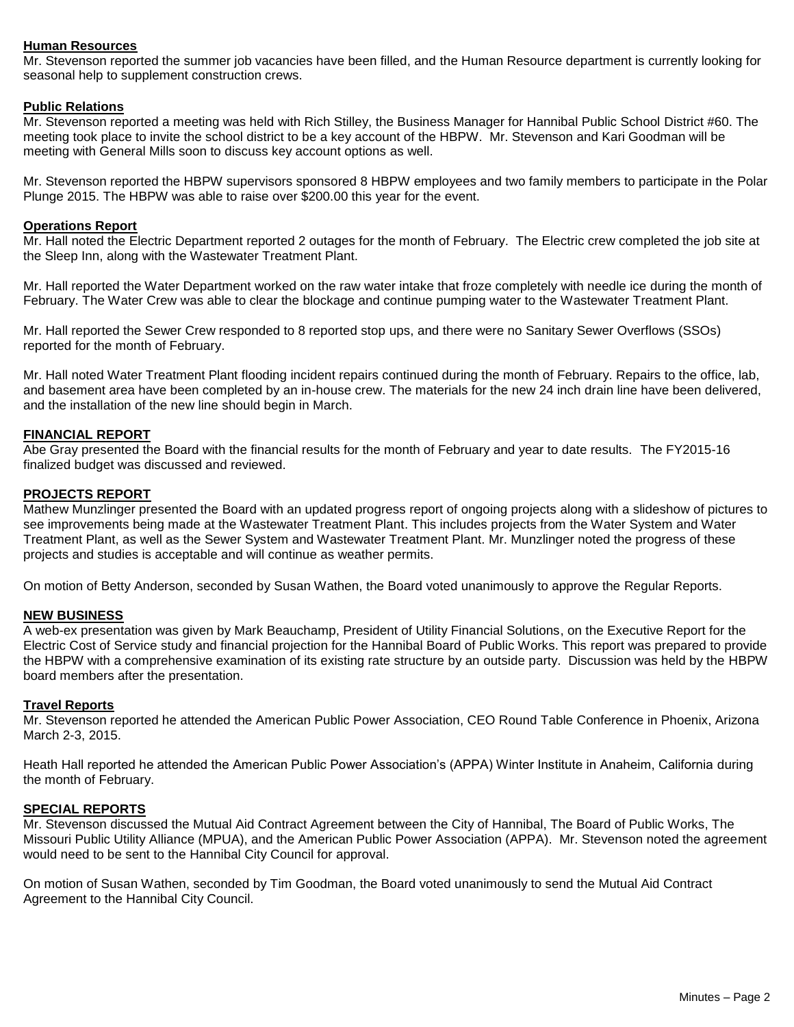## Human Resources

Mr. Stevenson reported the summer job vacancies have been filled, and the Human Resource department is currently looking for seasonal help to supplement construction crews.

## Public Relations

Mr. Stevenson reported a meeting was held with Rich Stilley, the Business Manager for Hannibal Public School District #60. The meeting took place to invite the school district to be a key account of the HBPW. Mr. Stevenson and Kari Goodman will be meeting with General Mills soon to discuss key account options as well.

Mr. Stevenson reported the HBPW supervisors sponsored 8 HBPW employees and two family members to participate in the Polar Plunge 2015. The HBPW was able to raise over $200.00 this year for the event.

## Operations Report

Mr. Hall noted the Electric Department reported 2 outages for the month of February. The Electric crew completed the job site at the Sleep Inn, along with the Wastewater Treatment Plant.

Mr. Hall reported the Water Department worked on the raw water intake that froze completely with needle ice during the month of February. The Water Crew was able to clear the blockage and continue pumping water to the Wastewater Treatment Plant.

Mr. Hall reported the Sewer Crew responded to 8 reported stop ups, and there were no Sanitary Sewer Overflows (SSOs) reported for the month of February.

Mr. Hall noted Water Treatment Plant flooding incident repairs continued during the month of February. Repairs to the office, lab, and basement area have been completed by an in-house crew. The materials for the new 24 inch drain line have been delivered, and the installation of the new line should begin in March.

## FINANCIAL REPORT

Abe Gray presented the Board with the financial results for the month of February and year to date results. The FY2015-16 finalized budget was discussed and reviewed.

## PROJECTS REPORT

Mathew Munzlinger presented the Board with an updated progress report of ongoing projects along with a slideshow of pictures to see improvements being made at the Wastewater Treatment Plant. This includes projects from the Water System and Water Treatment Plant, as well as the Sewer System and Wastewater Treatment Plant. Mr. Munzlinger noted the progress of these projects and studies is acceptable and will continue as weather permits.

On motion of Betty Anderson, seconded by Susan Wathen, the Board voted unanimously to approve the Regular Reports.

## NEW BUSINESS

A web-ex presentation was given by Mark Beauchamp, President of Utility Financial Solutions, on the Executive Report for the Electric Cost of Service study and financial projection for the Hannibal Board of Public Works. This report was prepared to provide the HBPW with a comprehensive examination of its existing rate structure by an outside party. Discussion was held by the HBPW board members after the presentation.

## Travel Reports

Mr. Stevenson reported he attended the American Public Power Association, CEO Round Table Conference in Phoenix, Arizona March 2-3, 2015.

Heath Hall reported he attended the American Public Power Association's (APPA) Winter Institute in Anaheim, California during the month of February.

## SPECIAL REPORTS

Mr. Stevenson discussed the Mutual Aid Contract Agreement between the City of Hannibal, The Board of Public Works, The Missouri Public Utility Alliance (MPUA), and the American Public Power Association (APPA). Mr. Stevenson noted the agreement would need to be sent to the Hannibal City Council for approval.

On motion of Susan Wathen, seconded by Tim Goodman, the Board voted unanimously to send the Mutual Aid Contract Agreement to the Hannibal City Council.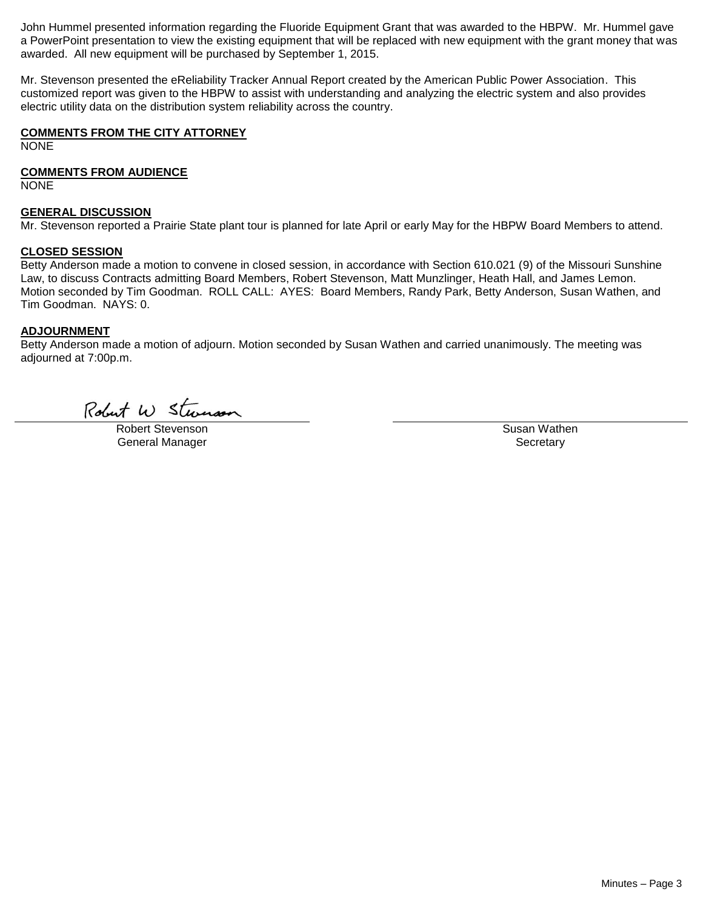John Hummel presented information regarding the Fluoride Equipment Grant that was awarded to the HBPW. Mr. Hummel gave a PowerPoint presentation to view the existing equipment that will be replaced with new equipment with the grant money that was awarded. All new equipment will be purchased by September 1, 2015.

Mr. Stevenson presented the eReliability Tracker Annual Report created by the American Public Power Association. This customized report was given to the HBPW to assist with understanding and analyzing the electric system and also provides electric utility data on the distribution system reliability across the country.

**COMMENTS FROM THE CITY ATTORNEY**

NONE

**COMMENTS FROM AUDIENCE**

NONE

**GENERAL DISCUSSION**

Mr. Stevenson reported a Prairie State plant tour is planned for late April or early May for the HBPW Board Members to attend.

**CLOSED SESSION**

Betty Anderson made a motion to convene in closed session, in accordance with Section 610.021 (9) of the Missouri Sunshine Law, to discuss Contracts admitting Board Members, Robert Stevenson, Matt Munzlinger, Heath Hall, and James Lemon. Motion seconded by Tim Goodman. ROLL CALL: AYES: Board Members, Randy Park, Betty Anderson, Susan Wathen, and Tim Goodman. NAYS: 0.

**ADJOURNMENT**

Betty Anderson made a motion of adjourn. Motion seconded by Susan Wathen and carried unanimously. The meeting was adjourned at 7:00p.m.

Robert W Stevenson

Robert Stevenson
General Manager

Susan Wathen
Secretary